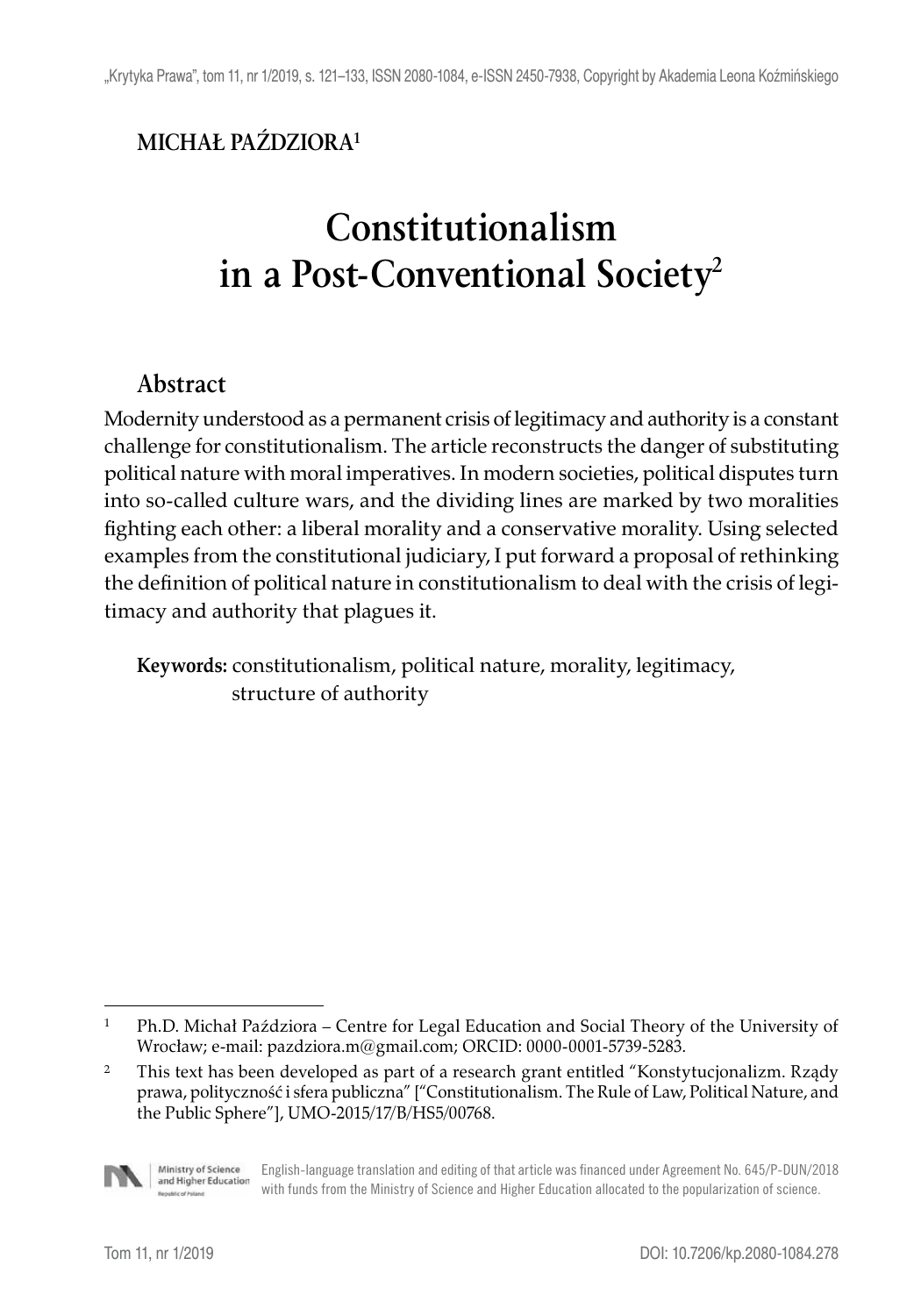**MICHAŁ PAŹDZIORA**[1]

# Constitutionalism in a Post-Conventional Society[2]

## Abstract

Modernity understood as a permanent crisis of legitimacy and authority is a constant challenge for constitutionalism. The article reconstructs the danger of substituting political nature with moral imperatives. In modern societies, political disputes turn into so-called culture wars, and the dividing lines are marked by two moralities fighting each other: a liberal morality and a conservative morality. Using selected examples from the constitutional judiciary, I put forward a proposal of rethinking the definition of political nature in constitutionalism to deal with the crisis of legitimacy and authority that plagues it.

**Keywords:** constitutionalism, political nature, morality, legitimacy, structure of authority

---

[1] Ph.D. Michał Paździora – Centre for Legal Education and Social Theory of the University of Wrocław; e-mail: pazdziora.m@gmail.com; ORCID: 0000-0001-5739-5283.

[2] This text has been developed as part of a research grant entitled "Konstytucjonalizm. Rządy prawa, polityczność i sfera publiczna" ["Constitutionalism. The Rule of Law, Political Nature, and the Public Sphere"], UMO-2015/17/B/HS5/00768.

English-language translation and editing of that article was financed under Agreement No. 645/P-DUN/2018 with funds from the Ministry of Science and Higher Education allocated to the popularization of science.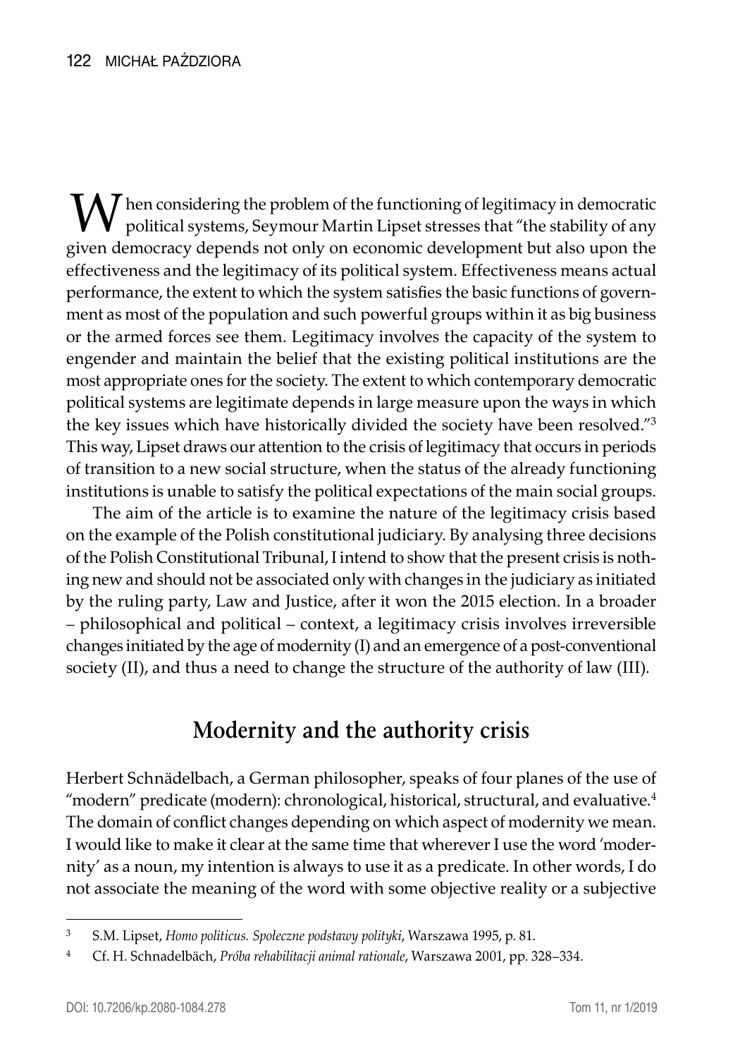When considering the problem of the functioning of legitimacy in democratic political systems, Seymour Martin Lipset stresses that "the stability of any given democracy depends not only on economic development but also upon the effectiveness and the legitimacy of its political system. Effectiveness means actual performance, the extent to which the system satisfies the basic functions of government as most of the population and such powerful groups within it as big business or the armed forces see them. Legitimacy involves the capacity of the system to engender and maintain the belief that the existing political institutions are the most appropriate ones for the society. The extent to which contemporary democratic political systems are legitimate depends in large measure upon the ways in which the key issues which have historically divided the society have been resolved."[3] This way, Lipset draws our attention to the crisis of legitimacy that occurs in periods of transition to a new social structure, when the status of the already functioning institutions is unable to satisfy the political expectations of the main social groups.

The aim of the article is to examine the nature of the legitimacy crisis based on the example of the Polish constitutional judiciary. By analysing three decisions of the Polish Constitutional Tribunal, I intend to show that the present crisis is nothing new and should not be associated only with changes in the judiciary as initiated by the ruling party, Law and Justice, after it won the 2015 election. In a broader – philosophical and political – context, a legitimacy crisis involves irreversible changes initiated by the age of modernity (I) and an emergence of a post-conventional society (II), and thus a need to change the structure of the authority of law (III).

## Modernity and the authority crisis

Herbert Schnädelbach, a German philosopher, speaks of four planes of the use of "modern" predicate (modern): chronological, historical, structural, and evaluative.[4] The domain of conflict changes depending on which aspect of modernity we mean. I would like to make it clear at the same time that wherever I use the word 'modernity' as a noun, my intention is always to use it as a predicate. In other words, I do not associate the meaning of the word with some objective reality or a subjective

---

[3] S.M. Lipset, *Homo politicus. Społeczne podstawy polityki*, Warszawa 1995, p. 81.

[4] Cf. H. Schnadelbäch, *Próba rehabilitacji animal rationale*, Warszawa 2001, pp. 328–334.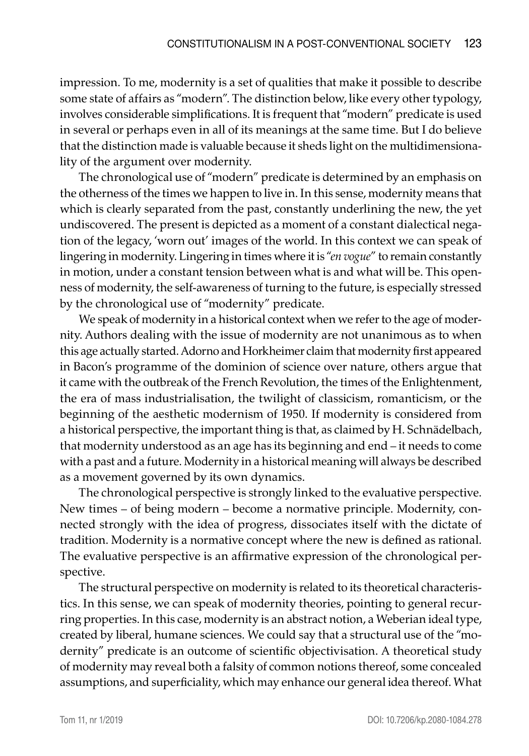impression. To me, modernity is a set of qualities that make it possible to describe some state of affairs as "modern". The distinction below, like every other typology, involves considerable simplifications. It is frequent that "modern" predicate is used in several or perhaps even in all of its meanings at the same time. But I do believe that the distinction made is valuable because it sheds light on the multidimensionality of the argument over modernity.

The chronological use of "modern" predicate is determined by an emphasis on the otherness of the times we happen to live in. In this sense, modernity means that which is clearly separated from the past, constantly underlining the new, the yet undiscovered. The present is depicted as a moment of a constant dialectical negation of the legacy, 'worn out' images of the world. In this context we can speak of lingering in modernity. Lingering in times where it is "*en vogue*" to remain constantly in motion, under a constant tension between what is and what will be. This openness of modernity, the self-awareness of turning to the future, is especially stressed by the chronological use of "modernity" predicate.

We speak of modernity in a historical context when we refer to the age of modernity. Authors dealing with the issue of modernity are not unanimous as to when this age actually started. Adorno and Horkheimer claim that modernity first appeared in Bacon's programme of the dominion of science over nature, others argue that it came with the outbreak of the French Revolution, the times of the Enlightenment, the era of mass industrialisation, the twilight of classicism, romanticism, or the beginning of the aesthetic modernism of 1950. If modernity is considered from a historical perspective, the important thing is that, as claimed by H. Schnädelbach, that modernity understood as an age has its beginning and end – it needs to come with a past and a future. Modernity in a historical meaning will always be described as a movement governed by its own dynamics.

The chronological perspective is strongly linked to the evaluative perspective. New times – of being modern – become a normative principle. Modernity, connected strongly with the idea of progress, dissociates itself with the dictate of tradition. Modernity is a normative concept where the new is defined as rational. The evaluative perspective is an affirmative expression of the chronological perspective.

The structural perspective on modernity is related to its theoretical characteristics. In this sense, we can speak of modernity theories, pointing to general recurring properties. In this case, modernity is an abstract notion, a Weberian ideal type, created by liberal, humane sciences. We could say that a structural use of the "modernity" predicate is an outcome of scientific objectivisation. A theoretical study of modernity may reveal both a falsity of common notions thereof, some concealed assumptions, and superficiality, which may enhance our general idea thereof. What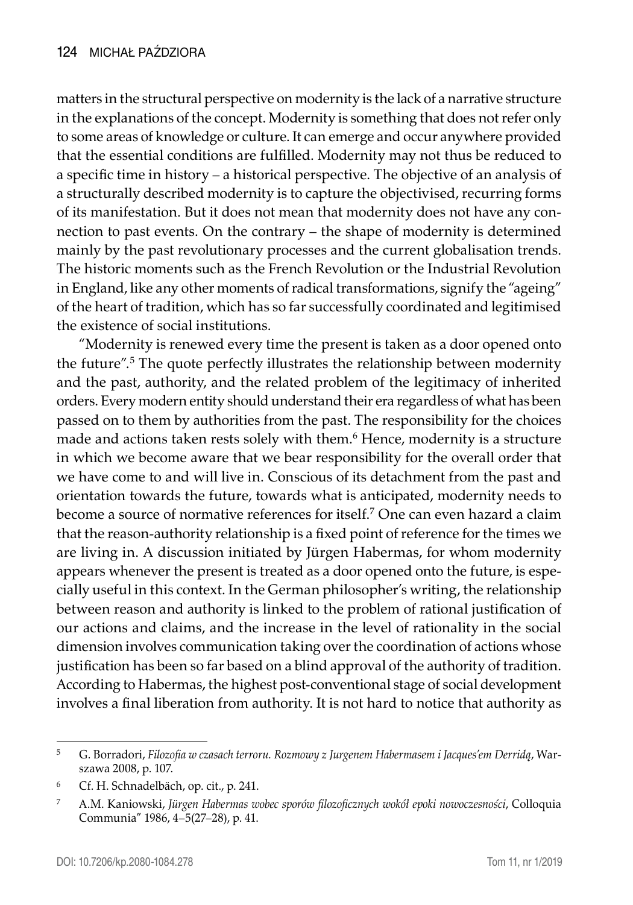matters in the structural perspective on modernity is the lack of a narrative structure in the explanations of the concept. Modernity is something that does not refer only to some areas of knowledge or culture. It can emerge and occur anywhere provided that the essential conditions are fulfilled. Modernity may not thus be reduced to a specific time in history – a historical perspective. The objective of an analysis of a structurally described modernity is to capture the objectivised, recurring forms of its manifestation. But it does not mean that modernity does not have any connection to past events. On the contrary – the shape of modernity is determined mainly by the past revolutionary processes and the current globalisation trends. The historic moments such as the French Revolution or the Industrial Revolution in England, like any other moments of radical transformations, signify the "ageing" of the heart of tradition, which has so far successfully coordinated and legitimised the existence of social institutions.

"Modernity is renewed every time the present is taken as a door opened onto the future".[5] The quote perfectly illustrates the relationship between modernity and the past, authority, and the related problem of the legitimacy of inherited orders. Every modern entity should understand their era regardless of what has been passed on to them by authorities from the past. The responsibility for the choices made and actions taken rests solely with them.[6] Hence, modernity is a structure in which we become aware that we bear responsibility for the overall order that we have come to and will live in. Conscious of its detachment from the past and orientation towards the future, towards what is anticipated, modernity needs to become a source of normative references for itself.[7] One can even hazard a claim that the reason-authority relationship is a fixed point of reference for the times we are living in. A discussion initiated by Jürgen Habermas, for whom modernity appears whenever the present is treated as a door opened onto the future, is especially useful in this context. In the German philosopher's writing, the relationship between reason and authority is linked to the problem of rational justification of our actions and claims, and the increase in the level of rationality in the social dimension involves communication taking over the coordination of actions whose justification has been so far based on a blind approval of the authority of tradition. According to Habermas, the highest post-conventional stage of social development involves a final liberation from authority. It is not hard to notice that authority as

---

[5] G. Borradori, *Filozofia w czasach terroru. Rozmowy z Jurgenem Habermasem i Jacques'em Derridą*, Warszawa 2008, p. 107.

[6] Cf. H. Schnadelbäch, op. cit., p. 241.

[7] A.M. Kaniowski, *Jürgen Habermas wobec sporów filozoficznych wokół epoki nowoczesności*, Colloquia Communia" 1986, 4–5(27–28), p. 41.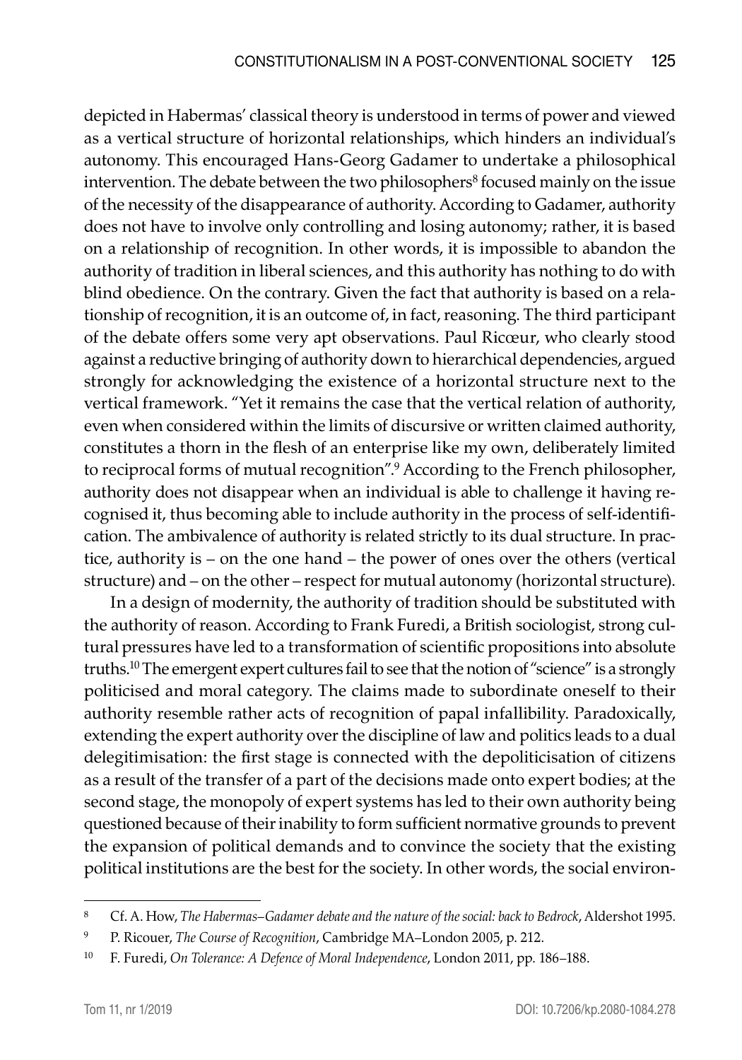depicted in Habermas' classical theory is understood in terms of power and viewed as a vertical structure of horizontal relationships, which hinders an individual's autonomy. This encouraged Hans-Georg Gadamer to undertake a philosophical intervention. The debate between the two philosophers[8] focused mainly on the issue of the necessity of the disappearance of authority. According to Gadamer, authority does not have to involve only controlling and losing autonomy; rather, it is based on a relationship of recognition. In other words, it is impossible to abandon the authority of tradition in liberal sciences, and this authority has nothing to do with blind obedience. On the contrary. Given the fact that authority is based on a relationship of recognition, it is an outcome of, in fact, reasoning. The third participant of the debate offers some very apt observations. Paul Ricœur, who clearly stood against a reductive bringing of authority down to hierarchical dependencies, argued strongly for acknowledging the existence of a horizontal structure next to the vertical framework. "Yet it remains the case that the vertical relation of authority, even when considered within the limits of discursive or written claimed authority, constitutes a thorn in the flesh of an enterprise like my own, deliberately limited to reciprocal forms of mutual recognition".[9] According to the French philosopher, authority does not disappear when an individual is able to challenge it having recognised it, thus becoming able to include authority in the process of self-identification. The ambivalence of authority is related strictly to its dual structure. In practice, authority is – on the one hand – the power of ones over the others (vertical structure) and – on the other – respect for mutual autonomy (horizontal structure).

In a design of modernity, the authority of tradition should be substituted with the authority of reason. According to Frank Furedi, a British sociologist, strong cultural pressures have led to a transformation of scientific propositions into absolute truths.[10] The emergent expert cultures fail to see that the notion of "science" is a strongly politicised and moral category. The claims made to subordinate oneself to their authority resemble rather acts of recognition of papal infallibility. Paradoxically, extending the expert authority over the discipline of law and politics leads to a dual delegitimisation: the first stage is connected with the depoliticisation of citizens as a result of the transfer of a part of the decisions made onto expert bodies; at the second stage, the monopoly of expert systems has led to their own authority being questioned because of their inability to form sufficient normative grounds to prevent the expansion of political demands and to convince the society that the existing political institutions are the best for the society. In other words, the social environ-

---

[8] Cf. A. How, *The Habermas–Gadamer debate and the nature of the social: back to Bedrock*, Aldershot 1995.

[9] P. Ricouer, *The Course of Recognition*, Cambridge MA–London 2005, p. 212.

[10] F. Furedi, *On Tolerance: A Defence of Moral Independence*, London 2011, pp. 186–188.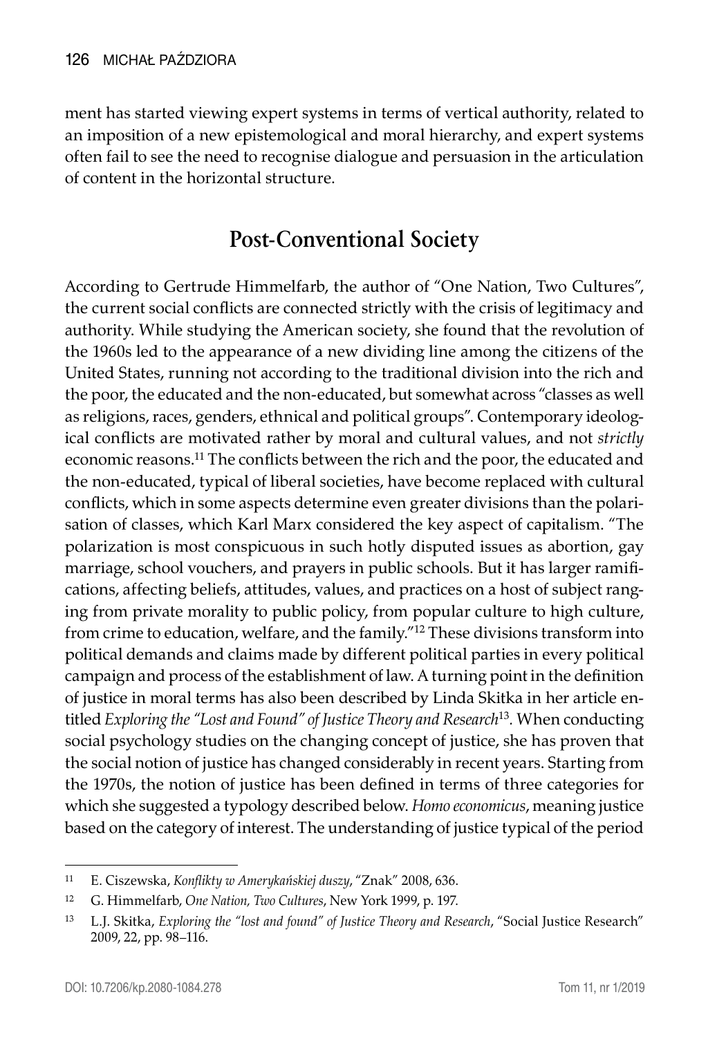ment has started viewing expert systems in terms of vertical authority, related to an imposition of a new epistemological and moral hierarchy, and expert systems often fail to see the need to recognise dialogue and persuasion in the articulation of content in the horizontal structure.

## Post-Conventional Society

According to Gertrude Himmelfarb, the author of "One Nation, Two Cultures", the current social conflicts are connected strictly with the crisis of legitimacy and authority. While studying the American society, she found that the revolution of the 1960s led to the appearance of a new dividing line among the citizens of the United States, running not according to the traditional division into the rich and the poor, the educated and the non-educated, but somewhat across "classes as well as religions, races, genders, ethnical and political groups". Contemporary ideological conflicts are motivated rather by moral and cultural values, and not *strictly* economic reasons.[11] The conflicts between the rich and the poor, the educated and the non-educated, typical of liberal societies, have become replaced with cultural conflicts, which in some aspects determine even greater divisions than the polarisation of classes, which Karl Marx considered the key aspect of capitalism. "The polarization is most conspicuous in such hotly disputed issues as abortion, gay marriage, school vouchers, and prayers in public schools. But it has larger ramifications, affecting beliefs, attitudes, values, and practices on a host of subject ranging from private morality to public policy, from popular culture to high culture, from crime to education, welfare, and the family."[12] These divisions transform into political demands and claims made by different political parties in every political campaign and process of the establishment of law. A turning point in the definition of justice in moral terms has also been described by Linda Skitka in her article entitled *Exploring the "Lost and Found" of Justice Theory and Research*[13]. When conducting social psychology studies on the changing concept of justice, she has proven that the social notion of justice has changed considerably in recent years. Starting from the 1970s, the notion of justice has been defined in terms of three categories for which she suggested a typology described below. *Homo economicus*, meaning justice based on the category of interest. The understanding of justice typical of the period

---

[11] E. Ciszewska, *Konflikty w Amerykańskiej duszy*, "Znak" 2008, 636.

[12] G. Himmelfarb, *One Nation, Two Cultures*, New York 1999, p. 197.

[13] L.J. Skitka, *Exploring the "lost and found" of Justice Theory and Research*, "Social Justice Research" 2009, 22, pp. 98–116.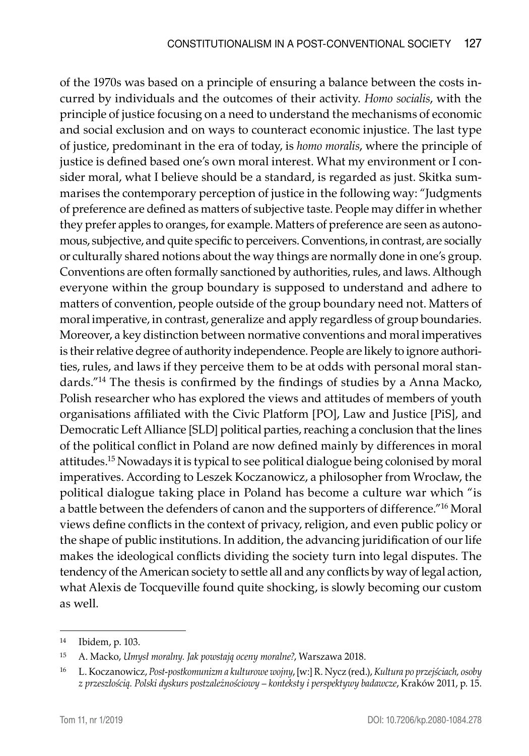of the 1970s was based on a principle of ensuring a balance between the costs incurred by individuals and the outcomes of their activity. *Homo socialis*, with the principle of justice focusing on a need to understand the mechanisms of economic and social exclusion and on ways to counteract economic injustice. The last type of justice, predominant in the era of today, is *homo moralis*, where the principle of justice is defined based one's own moral interest. What my environment or I consider moral, what I believe should be a standard, is regarded as just. Skitka summarises the contemporary perception of justice in the following way: "Judgments of preference are defined as matters of subjective taste. People may differ in whether they prefer apples to oranges, for example. Matters of preference are seen as autonomous, subjective, and quite specific to perceivers. Conventions, in contrast, are socially or culturally shared notions about the way things are normally done in one's group. Conventions are often formally sanctioned by authorities, rules, and laws. Although everyone within the group boundary is supposed to understand and adhere to matters of convention, people outside of the group boundary need not. Matters of moral imperative, in contrast, generalize and apply regardless of group boundaries. Moreover, a key distinction between normative conventions and moral imperatives is their relative degree of authority independence. People are likely to ignore authorities, rules, and laws if they perceive them to be at odds with personal moral standards."[14] The thesis is confirmed by the findings of studies by a Anna Macko, Polish researcher who has explored the views and attitudes of members of youth organisations affiliated with the Civic Platform [PO], Law and Justice [PiS], and Democratic Left Alliance [SLD] political parties, reaching a conclusion that the lines of the political conflict in Poland are now defined mainly by differences in moral attitudes.[15] Nowadays it is typical to see political dialogue being colonised by moral imperatives. According to Leszek Koczanowicz, a philosopher from Wrocław, the political dialogue taking place in Poland has become a culture war which "is a battle between the defenders of canon and the supporters of difference."[16] Moral views define conflicts in the context of privacy, religion, and even public policy or the shape of public institutions. In addition, the advancing juridification of our life makes the ideological conflicts dividing the society turn into legal disputes. The tendency of the American society to settle all and any conflicts by way of legal action, what Alexis de Tocqueville found quite shocking, is slowly becoming our custom as well.

---

[14] Ibidem, p. 103.

[15] A. Macko, *Umysł moralny. Jak powstają oceny moralne?*, Warszawa 2018.

[16] L. Koczanowicz, *Post-postkomunizm a kulturowe wojny*, [w:] R. Nycz (red.), *Kultura po przejściach, osoby z przeszłością. Polski dyskurs postzależnościowy – konteksty i perspektywy badawcze*, Kraków 2011, p. 15.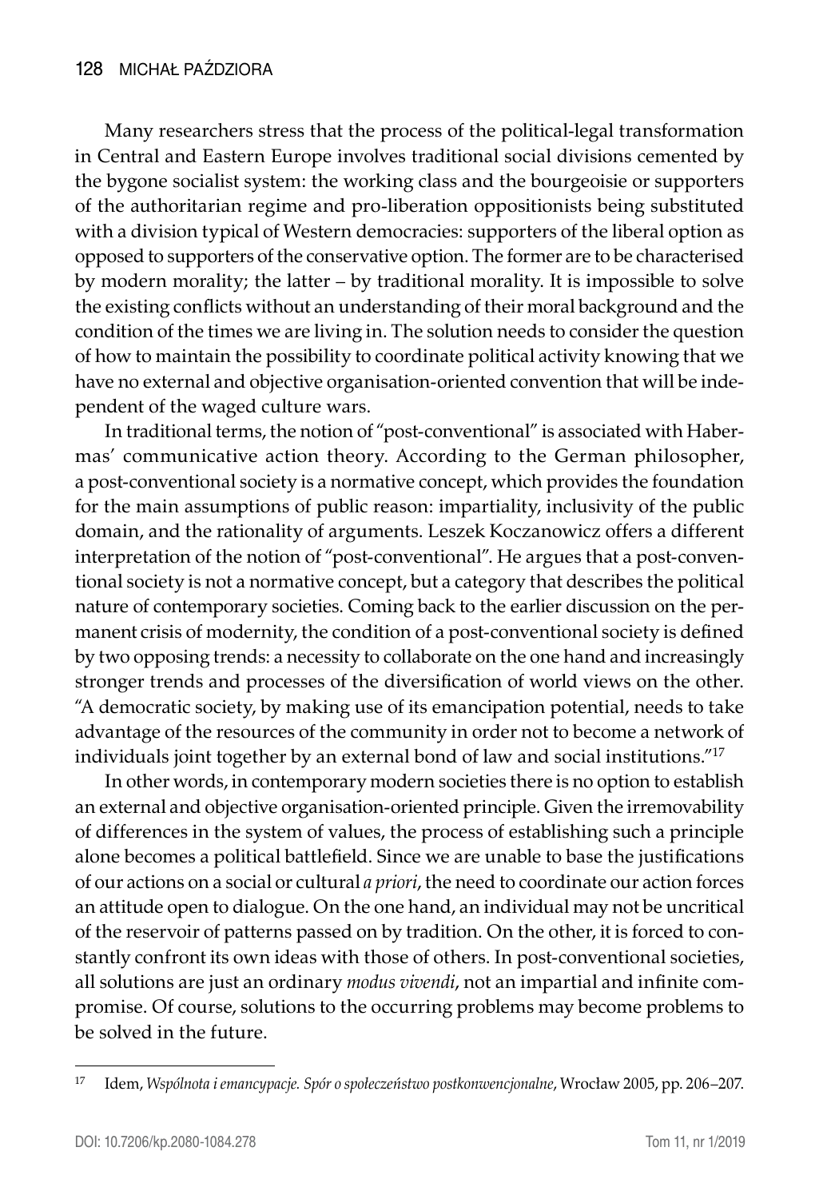Many researchers stress that the process of the political-legal transformation in Central and Eastern Europe involves traditional social divisions cemented by the bygone socialist system: the working class and the bourgeoisie or supporters of the authoritarian regime and pro-liberation oppositionists being substituted with a division typical of Western democracies: supporters of the liberal option as opposed to supporters of the conservative option. The former are to be characterised by modern morality; the latter – by traditional morality. It is impossible to solve the existing conflicts without an understanding of their moral background and the condition of the times we are living in. The solution needs to consider the question of how to maintain the possibility to coordinate political activity knowing that we have no external and objective organisation-oriented convention that will be independent of the waged culture wars.

In traditional terms, the notion of "post-conventional" is associated with Habermas' communicative action theory. According to the German philosopher, a post-conventional society is a normative concept, which provides the foundation for the main assumptions of public reason: impartiality, inclusivity of the public domain, and the rationality of arguments. Leszek Koczanowicz offers a different interpretation of the notion of "post-conventional". He argues that a post-conventional society is not a normative concept, but a category that describes the political nature of contemporary societies. Coming back to the earlier discussion on the permanent crisis of modernity, the condition of a post-conventional society is defined by two opposing trends: a necessity to collaborate on the one hand and increasingly stronger trends and processes of the diversification of world views on the other. "A democratic society, by making use of its emancipation potential, needs to take advantage of the resources of the community in order not to become a network of individuals joint together by an external bond of law and social institutions."[17]

In other words, in contemporary modern societies there is no option to establish an external and objective organisation-oriented principle. Given the irremovability of differences in the system of values, the process of establishing such a principle alone becomes a political battlefield. Since we are unable to base the justifications of our actions on a social or cultural *a priori*, the need to coordinate our action forces an attitude open to dialogue. On the one hand, an individual may not be uncritical of the reservoir of patterns passed on by tradition. On the other, it is forced to constantly confront its own ideas with those of others. In post-conventional societies, all solutions are just an ordinary *modus vivendi*, not an impartial and infinite compromise. Of course, solutions to the occurring problems may become problems to be solved in the future.

---

[17] Idem, *Wspólnota i emancypacje. Spór o społeczeństwo postkonwencjonalne*, Wrocław 2005, pp. 206–207.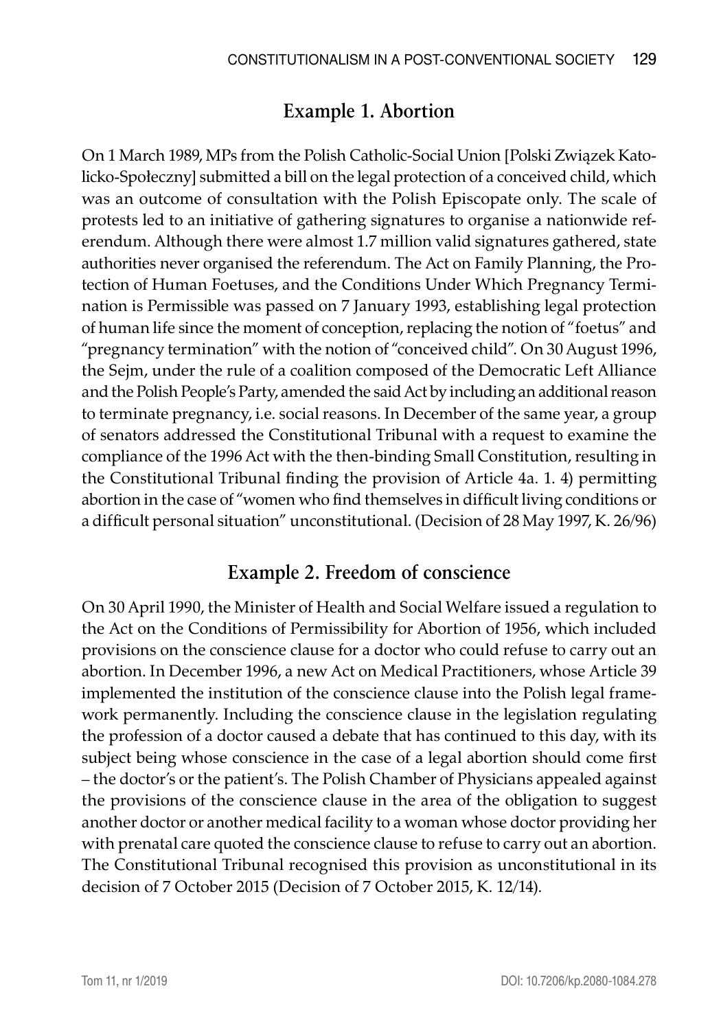## Example 1. Abortion

On 1 March 1989, MPs from the Polish Catholic-Social Union [Polski Związek Katolicko-Społeczny] submitted a bill on the legal protection of a conceived child, which was an outcome of consultation with the Polish Episcopate only. The scale of protests led to an initiative of gathering signatures to organise a nationwide referendum. Although there were almost 1.7 million valid signatures gathered, state authorities never organised the referendum. The Act on Family Planning, the Protection of Human Foetuses, and the Conditions Under Which Pregnancy Termination is Permissible was passed on 7 January 1993, establishing legal protection of human life since the moment of conception, replacing the notion of "foetus" and "pregnancy termination" with the notion of "conceived child". On 30 August 1996, the Sejm, under the rule of a coalition composed of the Democratic Left Alliance and the Polish People's Party, amended the said Act by including an additional reason to terminate pregnancy, i.e. social reasons. In December of the same year, a group of senators addressed the Constitutional Tribunal with a request to examine the compliance of the 1996 Act with the then-binding Small Constitution, resulting in the Constitutional Tribunal finding the provision of Article 4a. 1. 4) permitting abortion in the case of "women who find themselves in difficult living conditions or a difficult personal situation" unconstitutional. (Decision of 28 May 1997, K. 26/96)

## Example 2. Freedom of conscience

On 30 April 1990, the Minister of Health and Social Welfare issued a regulation to the Act on the Conditions of Permissibility for Abortion of 1956, which included provisions on the conscience clause for a doctor who could refuse to carry out an abortion. In December 1996, a new Act on Medical Practitioners, whose Article 39 implemented the institution of the conscience clause into the Polish legal framework permanently. Including the conscience clause in the legislation regulating the profession of a doctor caused a debate that has continued to this day, with its subject being whose conscience in the case of a legal abortion should come first – the doctor's or the patient's. The Polish Chamber of Physicians appealed against the provisions of the conscience clause in the area of the obligation to suggest another doctor or another medical facility to a woman whose doctor providing her with prenatal care quoted the conscience clause to refuse to carry out an abortion. The Constitutional Tribunal recognised this provision as unconstitutional in its decision of 7 October 2015 (Decision of 7 October 2015, K. 12/14).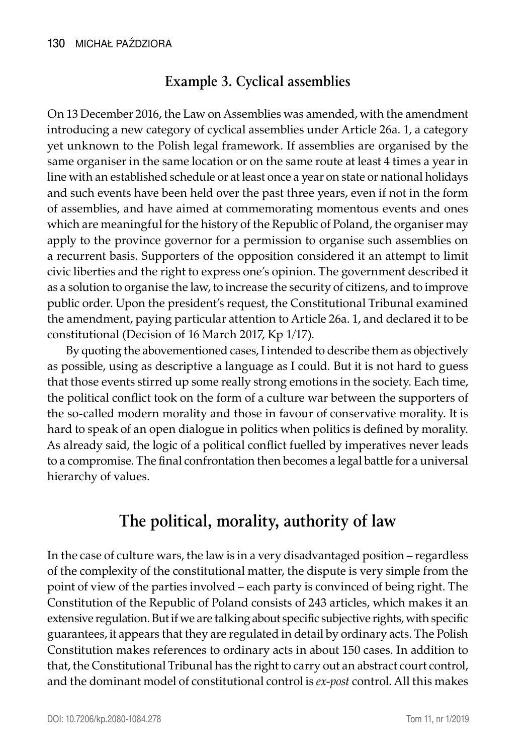### Example 3. Cyclical assemblies

On 13 December 2016, the Law on Assemblies was amended, with the amendment introducing a new category of cyclical assemblies under Article 26a. 1, a category yet unknown to the Polish legal framework. If assemblies are organised by the same organiser in the same location or on the same route at least 4 times a year in line with an established schedule or at least once a year on state or national holidays and such events have been held over the past three years, even if not in the form of assemblies, and have aimed at commemorating momentous events and ones which are meaningful for the history of the Republic of Poland, the organiser may apply to the province governor for a permission to organise such assemblies on a recurrent basis. Supporters of the opposition considered it an attempt to limit civic liberties and the right to express one's opinion. The government described it as a solution to organise the law, to increase the security of citizens, and to improve public order. Upon the president's request, the Constitutional Tribunal examined the amendment, paying particular attention to Article 26a. 1, and declared it to be constitutional (Decision of 16 March 2017, Kp 1/17).

By quoting the abovementioned cases, I intended to describe them as objectively as possible, using as descriptive a language as I could. But it is not hard to guess that those events stirred up some really strong emotions in the society. Each time, the political conflict took on the form of a culture war between the supporters of the so-called modern morality and those in favour of conservative morality. It is hard to speak of an open dialogue in politics when politics is defined by morality. As already said, the logic of a political conflict fuelled by imperatives never leads to a compromise. The final confrontation then becomes a legal battle for a universal hierarchy of values.

## The political, morality, authority of law

In the case of culture wars, the law is in a very disadvantaged position – regardless of the complexity of the constitutional matter, the dispute is very simple from the point of view of the parties involved – each party is convinced of being right. The Constitution of the Republic of Poland consists of 243 articles, which makes it an extensive regulation. But if we are talking about specific subjective rights, with specific guarantees, it appears that they are regulated in detail by ordinary acts. The Polish Constitution makes references to ordinary acts in about 150 cases. In addition to that, the Constitutional Tribunal has the right to carry out an abstract court control, and the dominant model of constitutional control is *ex-post* control. All this makes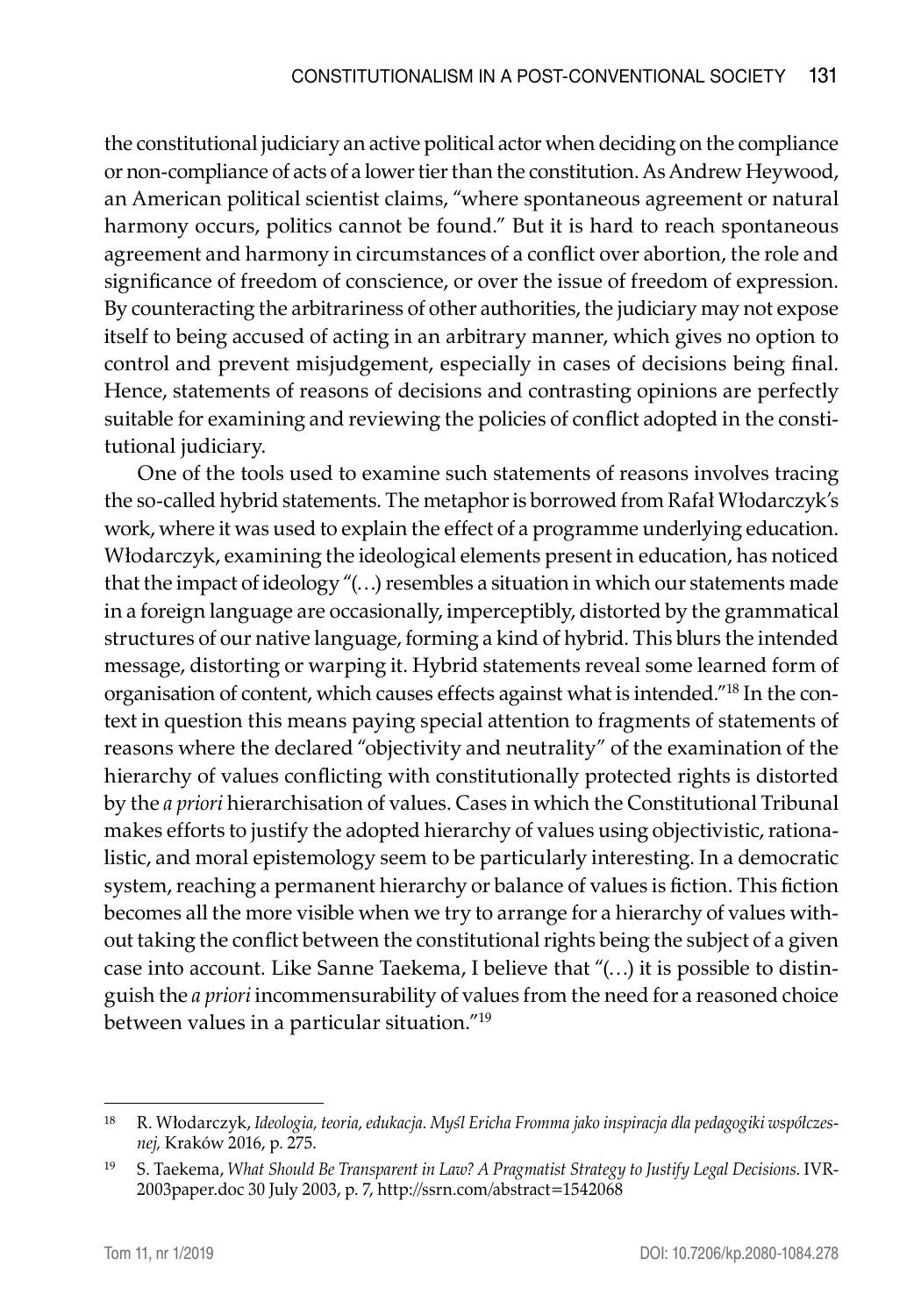the constitutional judiciary an active political actor when deciding on the compliance or non-compliance of acts of a lower tier than the constitution. As Andrew Heywood, an American political scientist claims, "where spontaneous agreement or natural harmony occurs, politics cannot be found." But it is hard to reach spontaneous agreement and harmony in circumstances of a conflict over abortion, the role and significance of freedom of conscience, or over the issue of freedom of expression. By counteracting the arbitrariness of other authorities, the judiciary may not expose itself to being accused of acting in an arbitrary manner, which gives no option to control and prevent misjudgement, especially in cases of decisions being final. Hence, statements of reasons of decisions and contrasting opinions are perfectly suitable for examining and reviewing the policies of conflict adopted in the constitutional judiciary.

One of the tools used to examine such statements of reasons involves tracing the so-called hybrid statements. The metaphor is borrowed from Rafał Włodarczyk's work, where it was used to explain the effect of a programme underlying education. Włodarczyk, examining the ideological elements present in education, has noticed that the impact of ideology "(…) resembles a situation in which our statements made in a foreign language are occasionally, imperceptibly, distorted by the grammatical structures of our native language, forming a kind of hybrid. This blurs the intended message, distorting or warping it. Hybrid statements reveal some learned form of organisation of content, which causes effects against what is intended."[18] In the context in question this means paying special attention to fragments of statements of reasons where the declared "objectivity and neutrality" of the examination of the hierarchy of values conflicting with constitutionally protected rights is distorted by the *a priori* hierarchisation of values. Cases in which the Constitutional Tribunal makes efforts to justify the adopted hierarchy of values using objectivistic, rationalistic, and moral epistemology seem to be particularly interesting. In a democratic system, reaching a permanent hierarchy or balance of values is fiction. This fiction becomes all the more visible when we try to arrange for a hierarchy of values without taking the conflict between the constitutional rights being the subject of a given case into account. Like Sanne Taekema, I believe that "(…) it is possible to distinguish the *a priori* incommensurability of values from the need for a reasoned choice between values in a particular situation."[19]

---

[18] R. Włodarczyk, *Ideologia, teoria, edukacja. Myśl Ericha Fromma jako inspiracja dla pedagogiki współczesnej,* Kraków 2016, p. 275.

[19] S. Taekema, *What Should Be Transparent in Law? A Pragmatist Strategy to Justify Legal Decisions.* IVR-2003paper.doc 30 July 2003, p. 7, http://ssrn.com/abstract=1542068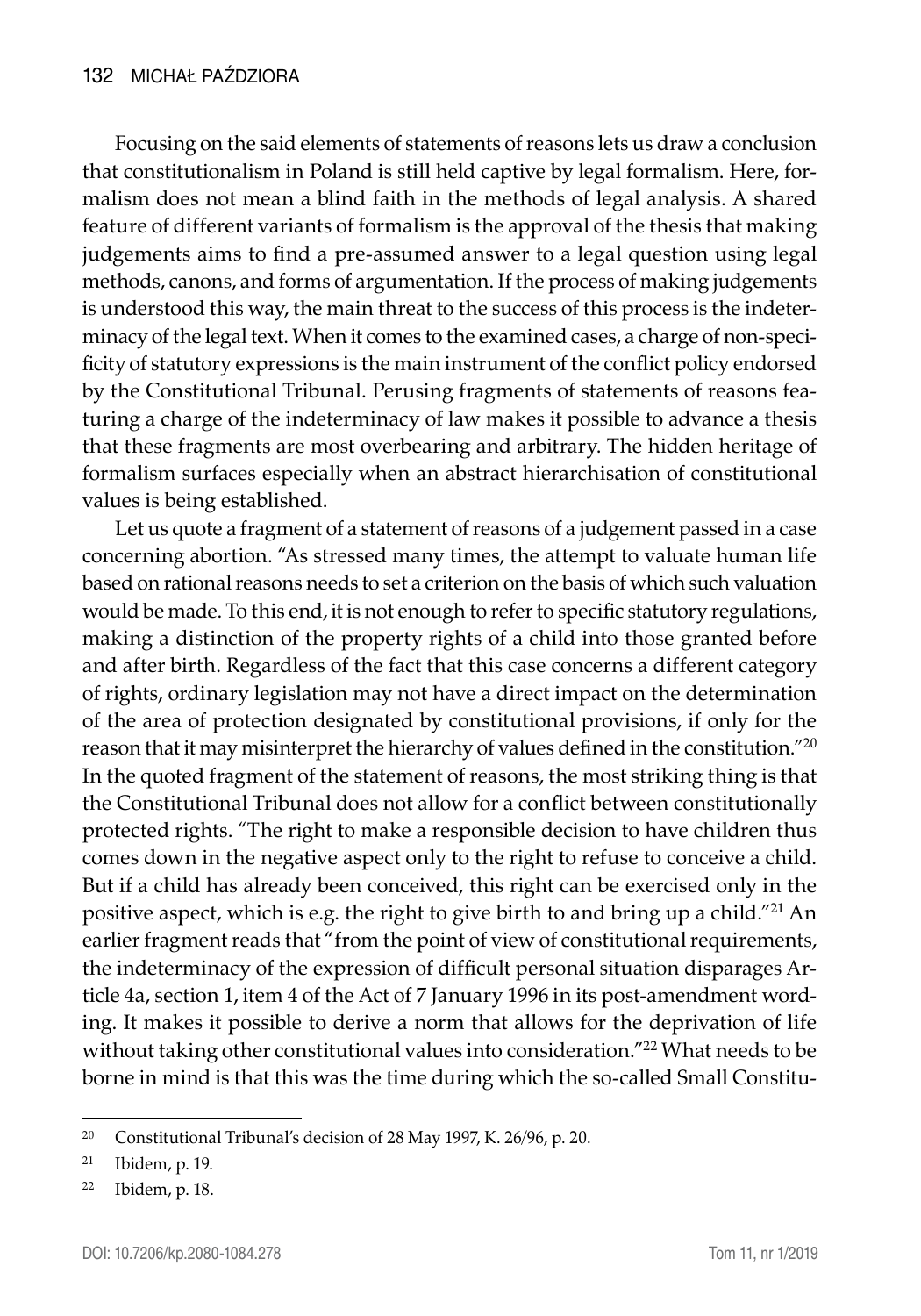Focusing on the said elements of statements of reasons lets us draw a conclusion that constitutionalism in Poland is still held captive by legal formalism. Here, formalism does not mean a blind faith in the methods of legal analysis. A shared feature of different variants of formalism is the approval of the thesis that making judgements aims to find a pre-assumed answer to a legal question using legal methods, canons, and forms of argumentation. If the process of making judgements is understood this way, the main threat to the success of this process is the indeterminacy of the legal text. When it comes to the examined cases, a charge of non-specificity of statutory expressions is the main instrument of the conflict policy endorsed by the Constitutional Tribunal. Perusing fragments of statements of reasons featuring a charge of the indeterminacy of law makes it possible to advance a thesis that these fragments are most overbearing and arbitrary. The hidden heritage of formalism surfaces especially when an abstract hierarchisation of constitutional values is being established.

Let us quote a fragment of a statement of reasons of a judgement passed in a case concerning abortion. "As stressed many times, the attempt to valuate human life based on rational reasons needs to set a criterion on the basis of which such valuation would be made. To this end, it is not enough to refer to specific statutory regulations, making a distinction of the property rights of a child into those granted before and after birth. Regardless of the fact that this case concerns a different category of rights, ordinary legislation may not have a direct impact on the determination of the area of protection designated by constitutional provisions, if only for the reason that it may misinterpret the hierarchy of values defined in the constitution."[20] In the quoted fragment of the statement of reasons, the most striking thing is that the Constitutional Tribunal does not allow for a conflict between constitutionally protected rights. "The right to make a responsible decision to have children thus comes down in the negative aspect only to the right to refuse to conceive a child. But if a child has already been conceived, this right can be exercised only in the positive aspect, which is e.g. the right to give birth to and bring up a child."[21] An earlier fragment reads that "from the point of view of constitutional requirements, the indeterminacy of the expression of difficult personal situation disparages Article 4a, section 1, item 4 of the Act of 7 January 1996 in its post-amendment wording. It makes it possible to derive a norm that allows for the deprivation of life without taking other constitutional values into consideration."[22] What needs to be borne in mind is that this was the time during which the so-called Small Constitu-

---

[20] Constitutional Tribunal's decision of 28 May 1997, K. 26/96, p. 20.

[21] Ibidem, p. 19.

[22] Ibidem, p. 18.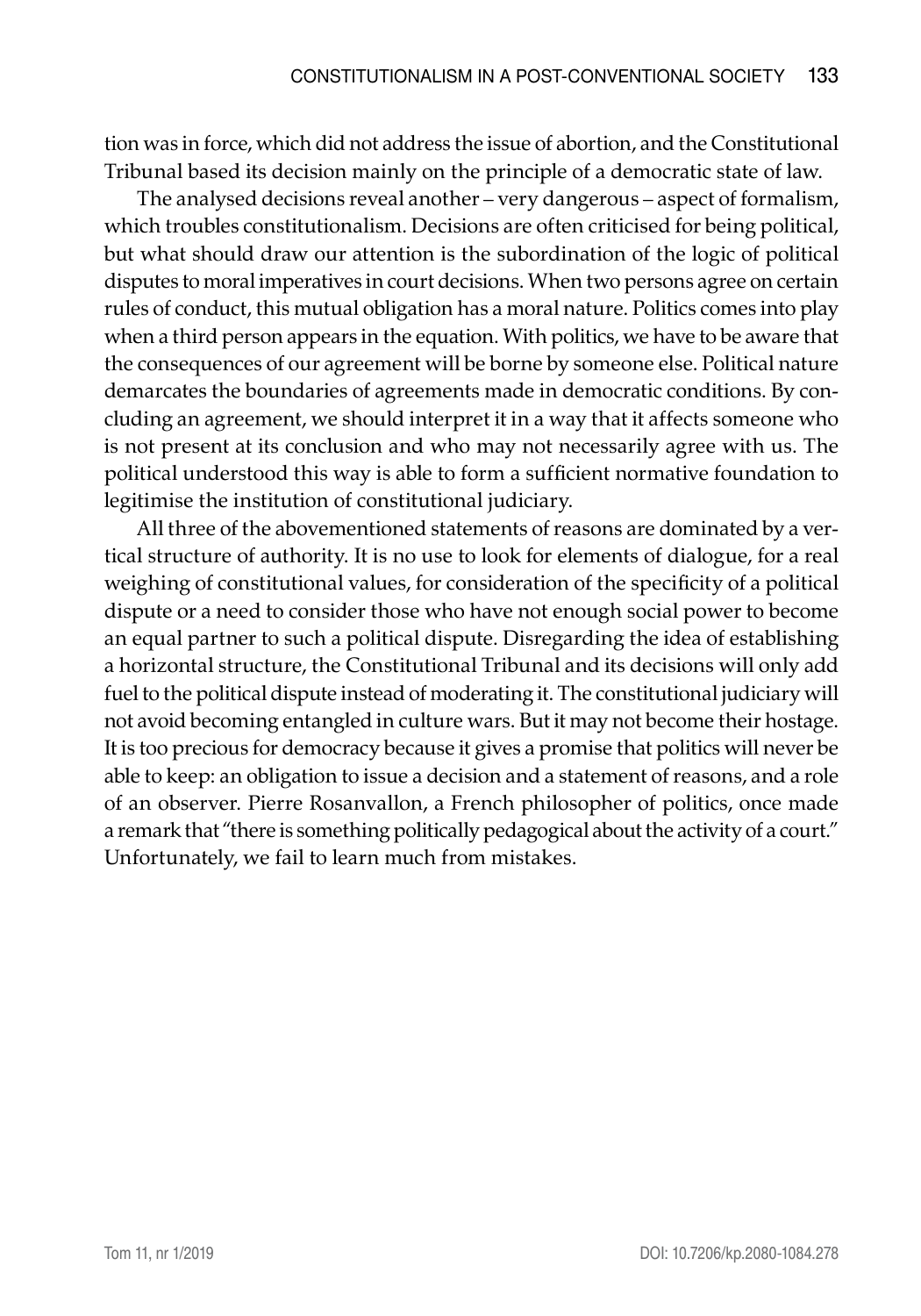tion was in force, which did not address the issue of abortion, and the Constitutional Tribunal based its decision mainly on the principle of a democratic state of law.

The analysed decisions reveal another – very dangerous – aspect of formalism, which troubles constitutionalism. Decisions are often criticised for being political, but what should draw our attention is the subordination of the logic of political disputes to moral imperatives in court decisions. When two persons agree on certain rules of conduct, this mutual obligation has a moral nature. Politics comes into play when a third person appears in the equation. With politics, we have to be aware that the consequences of our agreement will be borne by someone else. Political nature demarcates the boundaries of agreements made in democratic conditions. By concluding an agreement, we should interpret it in a way that it affects someone who is not present at its conclusion and who may not necessarily agree with us. The political understood this way is able to form a sufficient normative foundation to legitimise the institution of constitutional judiciary.

All three of the abovementioned statements of reasons are dominated by a vertical structure of authority. It is no use to look for elements of dialogue, for a real weighing of constitutional values, for consideration of the specificity of a political dispute or a need to consider those who have not enough social power to become an equal partner to such a political dispute. Disregarding the idea of establishing a horizontal structure, the Constitutional Tribunal and its decisions will only add fuel to the political dispute instead of moderating it. The constitutional judiciary will not avoid becoming entangled in culture wars. But it may not become their hostage. It is too precious for democracy because it gives a promise that politics will never be able to keep: an obligation to issue a decision and a statement of reasons, and a role of an observer. Pierre Rosanvallon, a French philosopher of politics, once made a remark that "there is something politically pedagogical about the activity of a court." Unfortunately, we fail to learn much from mistakes.